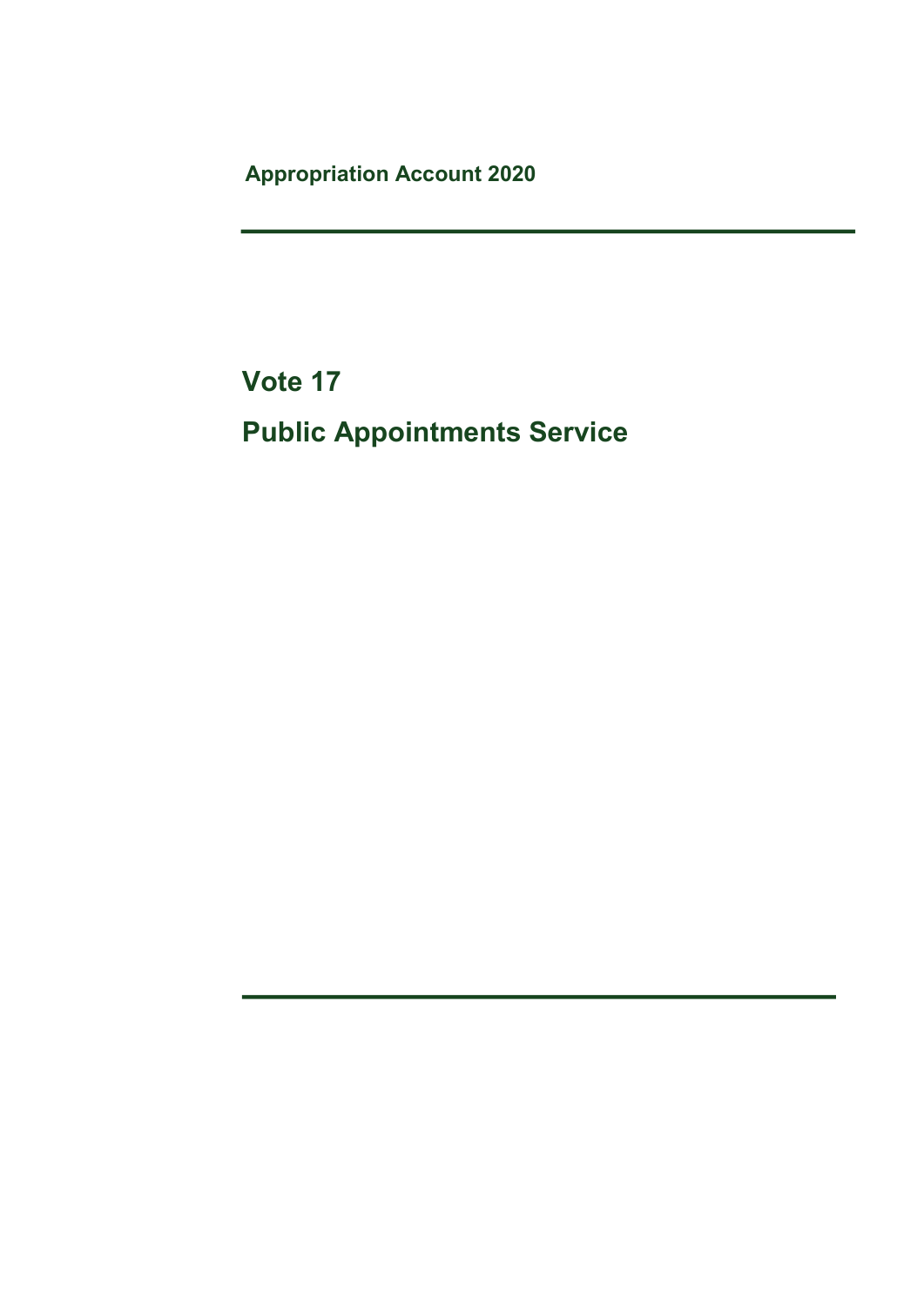**Appropriation Account 2020**

# Vote 17

# Public Appointments Service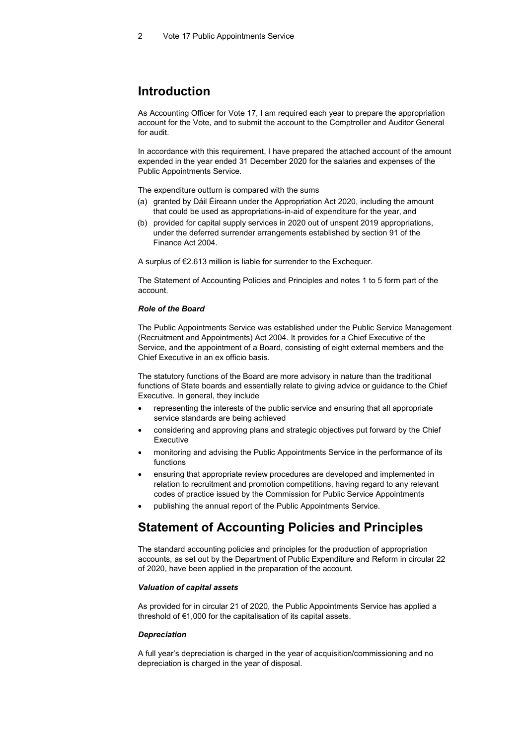## Introduction

As Accounting Officer for Vote 17, I am required each year to prepare the appropriation account for the Vote, and to submit the account to the Comptroller and Auditor General for audit.

In accordance with this requirement, I have prepared the attached account of the amount expended in the year ended 31 December 2020 for the salaries and expenses of the Public Appointments Service.

The expenditure outturn is compared with the sums

(a) granted by Dáil Éireann under the Appropriation Act 2020, including the amount that could be used as appropriations-in-aid of expenditure for the year, and
(b) provided for capital supply services in 2020 out of unspent 2019 appropriations, under the deferred surrender arrangements established by section 91 of the Finance Act 2004.

A surplus of €2.613 million is liable for surrender to the Exchequer.

The Statement of Accounting Policies and Principles and notes 1 to 5 form part of the account.

### *Role of the Board*

The Public Appointments Service was established under the Public Service Management (Recruitment and Appointments) Act 2004. It provides for a Chief Executive of the Service, and the appointment of a Board, consisting of eight external members and the Chief Executive in an ex officio basis.

The statutory functions of the Board are more advisory in nature than the traditional functions of State boards and essentially relate to giving advice or guidance to the Chief Executive. In general, they include

- representing the interests of the public service and ensuring that all appropriate service standards are being achieved
- considering and approving plans and strategic objectives put forward by the Chief Executive
- monitoring and advising the Public Appointments Service in the performance of its functions
- ensuring that appropriate review procedures are developed and implemented in relation to recruitment and promotion competitions, having regard to any relevant codes of practice issued by the Commission for Public Service Appointments
- publishing the annual report of the Public Appointments Service.

## Statement of Accounting Policies and Principles

The standard accounting policies and principles for the production of appropriation accounts, as set out by the Department of Public Expenditure and Reform in circular 22 of 2020, have been applied in the preparation of the account.

### *Valuation of capital assets*

As provided for in circular 21 of 2020, the Public Appointments Service has applied a threshold of €1,000 for the capitalisation of its capital assets.

### *Depreciation*

A full year's depreciation is charged in the year of acquisition/commissioning and no depreciation is charged in the year of disposal.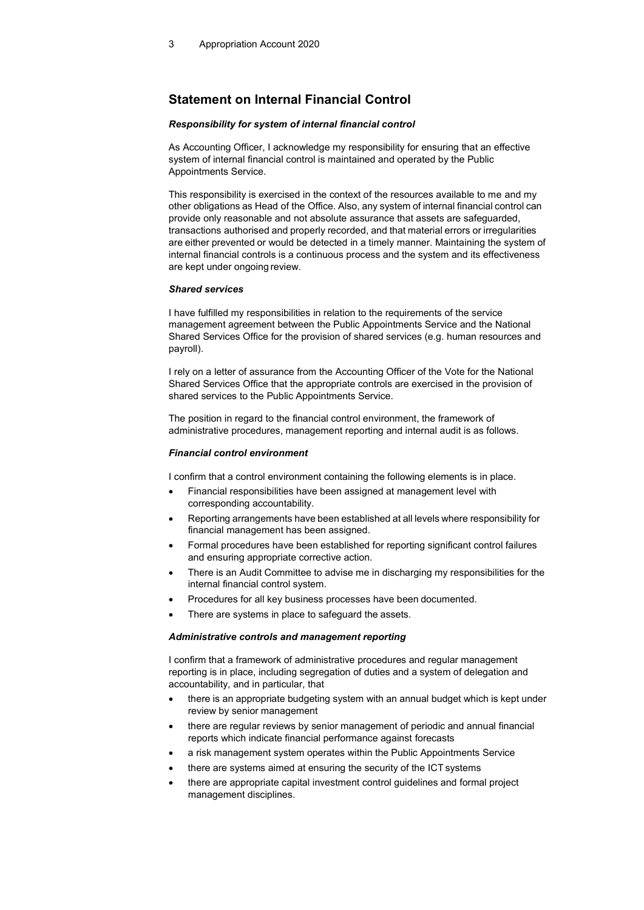## Statement on Internal Financial Control

### *Responsibility for system of internal financial control*

As Accounting Officer, I acknowledge my responsibility for ensuring that an effective system of internal financial control is maintained and operated by the Public Appointments Service.

This responsibility is exercised in the context of the resources available to me and my other obligations as Head of the Office. Also, any system of internal financial control can provide only reasonable and not absolute assurance that assets are safeguarded, transactions authorised and properly recorded, and that material errors or irregularities are either prevented or would be detected in a timely manner. Maintaining the system of internal financial controls is a continuous process and the system and its effectiveness are kept under ongoing review.

### *Shared services*

I have fulfilled my responsibilities in relation to the requirements of the service management agreement between the Public Appointments Service and the National Shared Services Office for the provision of shared services (e.g. human resources and payroll).

I rely on a letter of assurance from the Accounting Officer of the Vote for the National Shared Services Office that the appropriate controls are exercised in the provision of shared services to the Public Appointments Service.

The position in regard to the financial control environment, the framework of administrative procedures, management reporting and internal audit is as follows.

### *Financial control environment*

I confirm that a control environment containing the following elements is in place.

- Financial responsibilities have been assigned at management level with corresponding accountability.
- Reporting arrangements have been established at all levels where responsibility for financial management has been assigned.
- Formal procedures have been established for reporting significant control failures and ensuring appropriate corrective action.
- There is an Audit Committee to advise me in discharging my responsibilities for the internal financial control system.
- Procedures for all key business processes have been documented.
- There are systems in place to safeguard the assets.

### *Administrative controls and management reporting*

I confirm that a framework of administrative procedures and regular management reporting is in place, including segregation of duties and a system of delegation and accountability, and in particular, that

- there is an appropriate budgeting system with an annual budget which is kept under review by senior management
- there are regular reviews by senior management of periodic and annual financial reports which indicate financial performance against forecasts
- a risk management system operates within the Public Appointments Service
- there are systems aimed at ensuring the security of the ICT systems
- there are appropriate capital investment control guidelines and formal project management disciplines.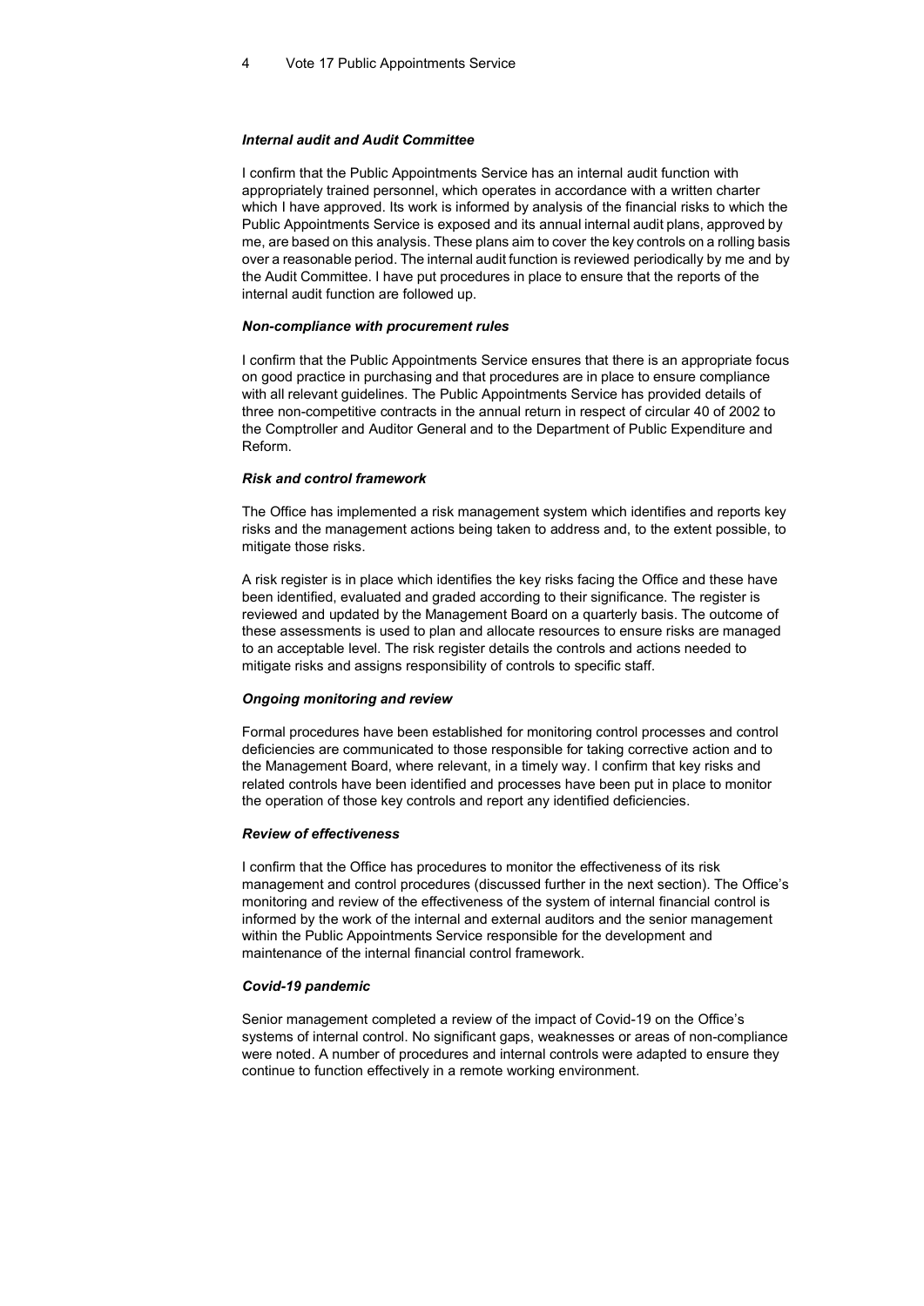***Internal audit and Audit Committee***

I confirm that the Public Appointments Service has an internal audit function with appropriately trained personnel, which operates in accordance with a written charter which I have approved. Its work is informed by analysis of the financial risks to which the Public Appointments Service is exposed and its annual internal audit plans, approved by me, are based on this analysis. These plans aim to cover the key controls on a rolling basis over a reasonable period. The internal audit function is reviewed periodically by me and by the Audit Committee. I have put procedures in place to ensure that the reports of the internal audit function are followed up.

***Non-compliance with procurement rules***

I confirm that the Public Appointments Service ensures that there is an appropriate focus on good practice in purchasing and that procedures are in place to ensure compliance with all relevant guidelines. The Public Appointments Service has provided details of three non-competitive contracts in the annual return in respect of circular 40 of 2002 to the Comptroller and Auditor General and to the Department of Public Expenditure and Reform.

***Risk and control framework***

The Office has implemented a risk management system which identifies and reports key risks and the management actions being taken to address and, to the extent possible, to mitigate those risks.

A risk register is in place which identifies the key risks facing the Office and these have been identified, evaluated and graded according to their significance. The register is reviewed and updated by the Management Board on a quarterly basis. The outcome of these assessments is used to plan and allocate resources to ensure risks are managed to an acceptable level. The risk register details the controls and actions needed to mitigate risks and assigns responsibility of controls to specific staff.

***Ongoing monitoring and review***

Formal procedures have been established for monitoring control processes and control deficiencies are communicated to those responsible for taking corrective action and to the Management Board, where relevant, in a timely way. I confirm that key risks and related controls have been identified and processes have been put in place to monitor the operation of those key controls and report any identified deficiencies.

***Review of effectiveness***

I confirm that the Office has procedures to monitor the effectiveness of its risk management and control procedures (discussed further in the next section). The Office's monitoring and review of the effectiveness of the system of internal financial control is informed by the work of the internal and external auditors and the senior management within the Public Appointments Service responsible for the development and maintenance of the internal financial control framework.

***Covid-19 pandemic***

Senior management completed a review of the impact of Covid-19 on the Office's systems of internal control. No significant gaps, weaknesses or areas of non-compliance were noted. A number of procedures and internal controls were adapted to ensure they continue to function effectively in a remote working environment.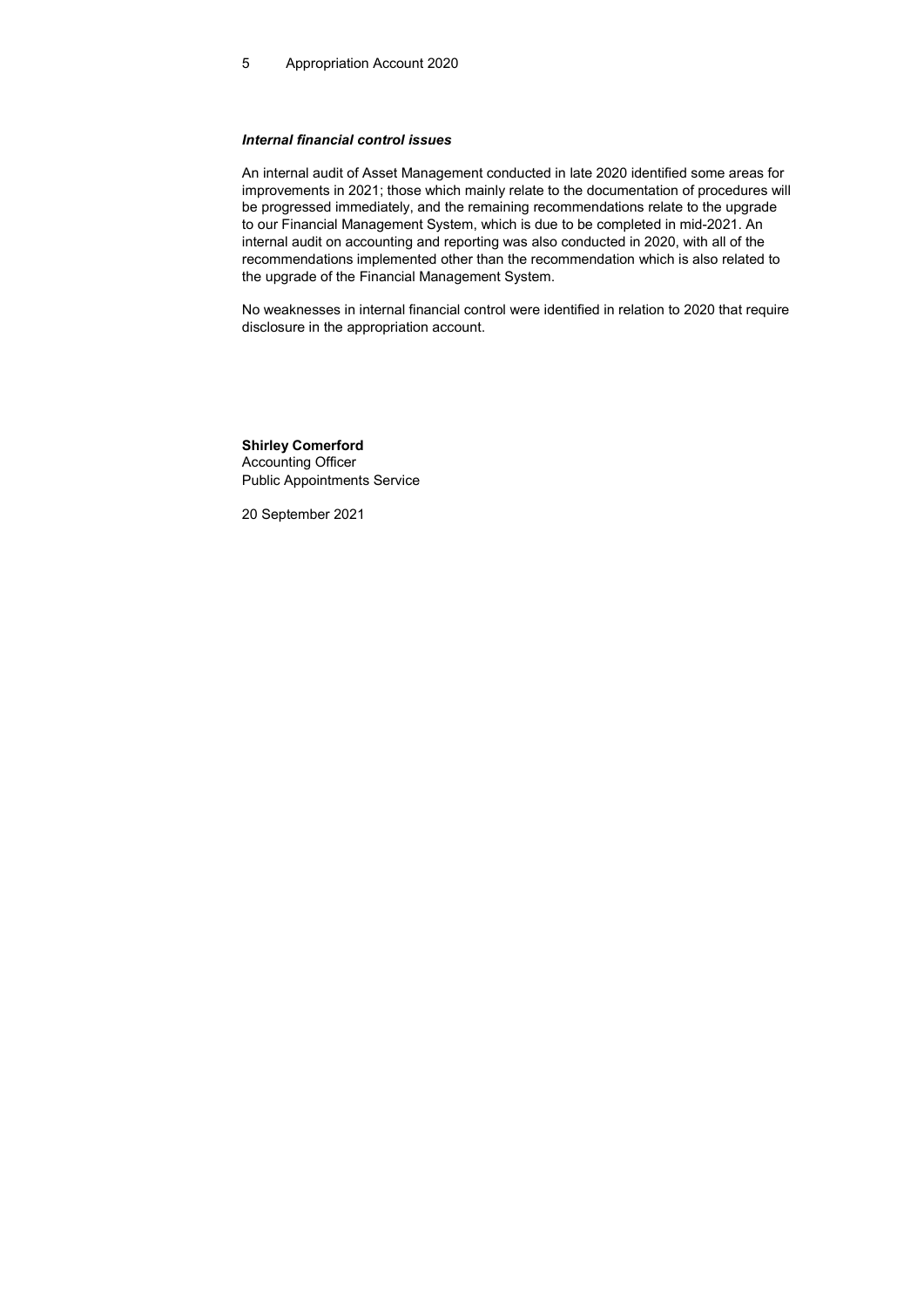***Internal financial control issues***

An internal audit of Asset Management conducted in late 2020 identified some areas for improvements in 2021; those which mainly relate to the documentation of procedures will be progressed immediately, and the remaining recommendations relate to the upgrade to our Financial Management System, which is due to be completed in mid-2021. An internal audit on accounting and reporting was also conducted in 2020, with all of the recommendations implemented other than the recommendation which is also related to the upgrade of the Financial Management System.

No weaknesses in internal financial control were identified in relation to 2020 that require disclosure in the appropriation account.

**Shirley Comerford**
Accounting Officer
Public Appointments Service

20 September 2021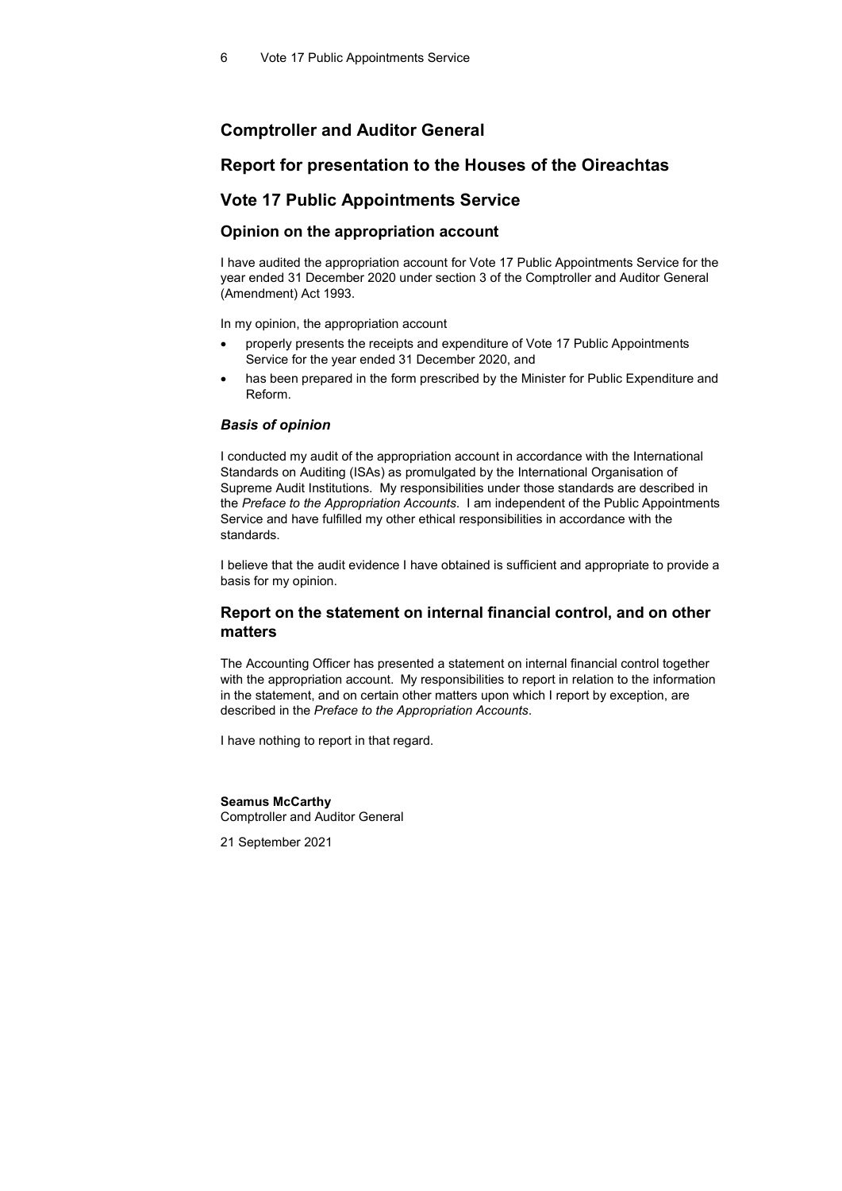## Comptroller and Auditor General

## Report for presentation to the Houses of the Oireachtas

## Vote 17 Public Appointments Service

### Opinion on the appropriation account

I have audited the appropriation account for Vote 17 Public Appointments Service for the year ended 31 December 2020 under section 3 of the Comptroller and Auditor General (Amendment) Act 1993.

In my opinion, the appropriation account

- properly presents the receipts and expenditure of Vote 17 Public Appointments Service for the year ended 31 December 2020, and
- has been prepared in the form prescribed by the Minister for Public Expenditure and Reform.

#### *Basis of opinion*

I conducted my audit of the appropriation account in accordance with the International Standards on Auditing (ISAs) as promulgated by the International Organisation of Supreme Audit Institutions. My responsibilities under those standards are described in the *Preface to the Appropriation Accounts*. I am independent of the Public Appointments Service and have fulfilled my other ethical responsibilities in accordance with the standards.

I believe that the audit evidence I have obtained is sufficient and appropriate to provide a basis for my opinion.

### Report on the statement on internal financial control, and on other matters

The Accounting Officer has presented a statement on internal financial control together with the appropriation account. My responsibilities to report in relation to the information in the statement, and on certain other matters upon which I report by exception, are described in the *Preface to the Appropriation Accounts*.

I have nothing to report in that regard.

**Seamus McCarthy**
Comptroller and Auditor General

21 September 2021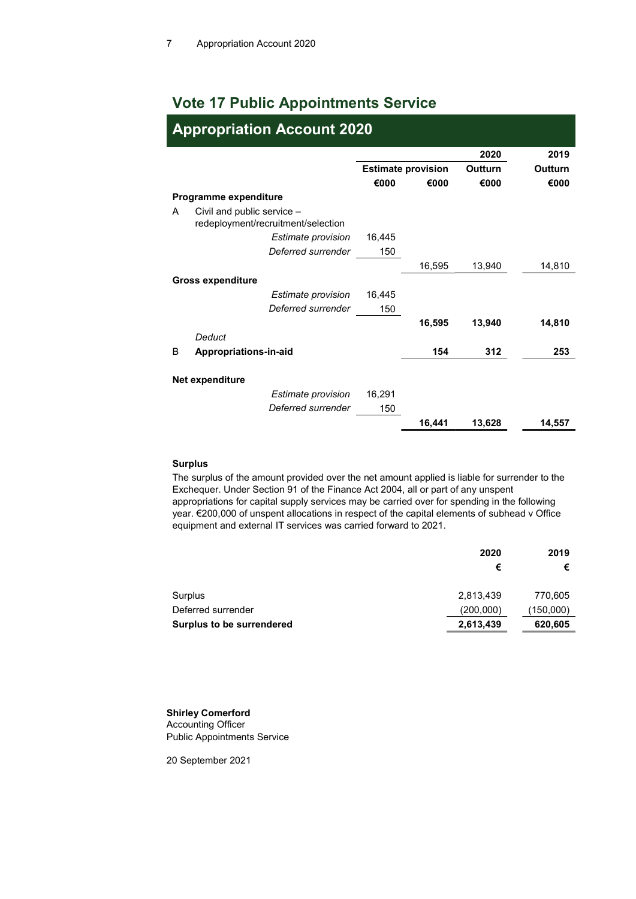# Vote 17 Public Appointments Service

## Appropriation Account 2020

| | | | | 2020 | 2019 |
|---|---|---|---|---|---|
| | | Estimate provision | | Outturn | Outturn |
| | | €000 | €000 | €000 | €000 |
| **Programme expenditure** | | | | | |
| A | Civil and public service – redeployment/recruitment/selection | | | | |
| | *Estimate provision* | 16,445 | | | |
| | *Deferred surrender* | 150 | | | |
| | | | 16,595 | 13,940 | 14,810 |
| **Gross expenditure** | | | | | |
| | *Estimate provision* | 16,445 | | | |
| | *Deferred surrender* | 150 | | | |
| | | | **16,595** | **13,940** | **14,810** |
| | *Deduct* | | | | |
| B | **Appropriations-in-aid** | | **154** | **312** | **253** |
| **Net expenditure** | | | | | |
| | *Estimate provision* | 16,291 | | | |
| | *Deferred surrender* | 150 | | | |
| | | | **16,441** | **13,628** | **14,557** |

**Surplus**

The surplus of the amount provided over the net amount applied is liable for surrender to the Exchequer. Under Section 91 of the Finance Act 2004, all or part of any unspent appropriations for capital supply services may be carried over for spending in the following year. €200,000 of unspent allocations in respect of the capital elements of subhead v Office equipment and external IT services was carried forward to 2021.

| | 2020 | 2019 |
|---|---|---|
| | € | € |
| Surplus | 2,813,439 | 770,605 |
| Deferred surrender | (200,000) | (150,000) |
| **Surplus to be surrendered** | **2,613,439** | **620,605** |

**Shirley Comerford**
Accounting Officer
Public Appointments Service

20 September 2021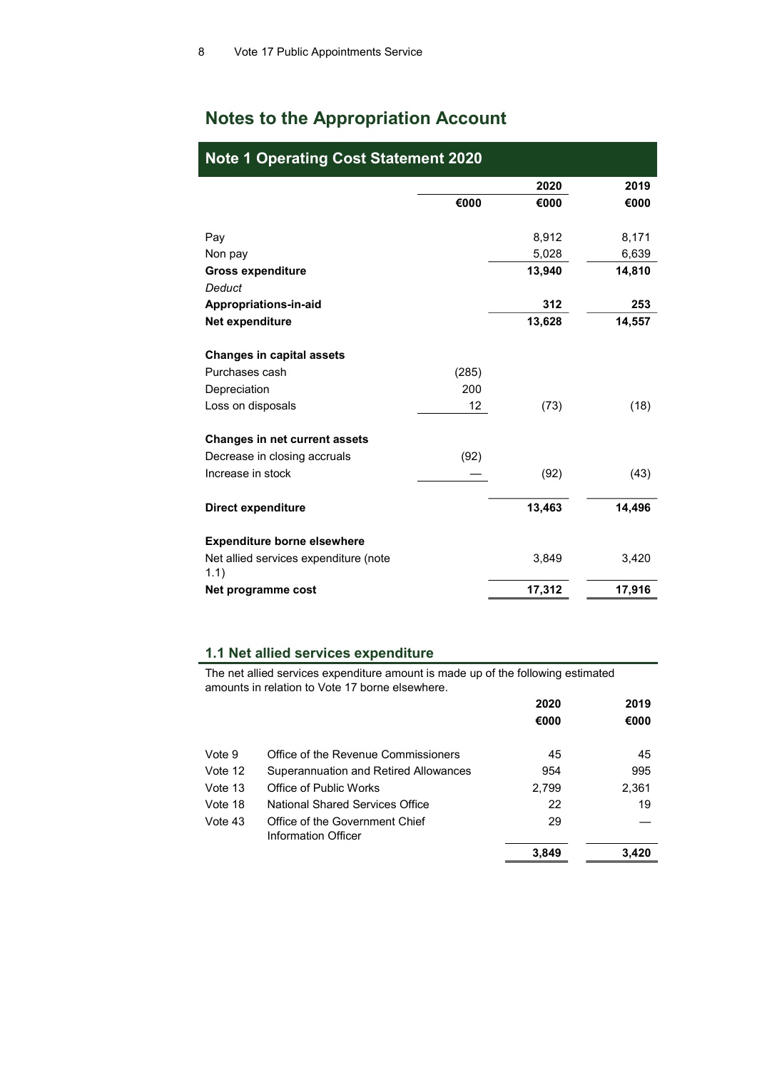# Notes to the Appropriation Account

## Note 1 Operating Cost Statement 2020

| | | 2020 | 2019 |
|---|---|---|---|
| | €000 | €000 | €000 |
| Pay | | 8,912 | 8,171 |
| Non pay | | 5,028 | 6,639 |
| **Gross expenditure** | | **13,940** | **14,810** |
| *Deduct* | | | |
| **Appropriations-in-aid** | | **312** | **253** |
| **Net expenditure** | | **13,628** | **14,557** |
| | | | |
| **Changes in capital assets** | | | |
| Purchases cash | (285) | | |
| Depreciation | 200 | | |
| Loss on disposals | 12 | (73) | (18) |
| | | | |
| **Changes in net current assets** | | | |
| Decrease in closing accruals | (92) | | |
| Increase in stock | — | (92) | (43) |
| | | | |
| **Direct expenditure** | | **13,463** | **14,496** |
| | | | |
| **Expenditure borne elsewhere** | | | |
| Net allied services expenditure (note 1.1) | | 3,849 | 3,420 |
| **Net programme cost** | | **17,312** | **17,916** |

### 1.1 Net allied services expenditure

The net allied services expenditure amount is made up of the following estimated amounts in relation to Vote 17 borne elsewhere.

| | | 2020 | 2019 |
|---|---|---|---|
| | | €000 | €000 |
| Vote 9 | Office of the Revenue Commissioners | 45 | 45 |
| Vote 12 | Superannuation and Retired Allowances | 954 | 995 |
| Vote 13 | Office of Public Works | 2,799 | 2,361 |
| Vote 18 | National Shared Services Office | 22 | 19 |
| Vote 43 | Office of the Government Chief Information Officer | 29 | — |
| | | **3,849** | **3,420** |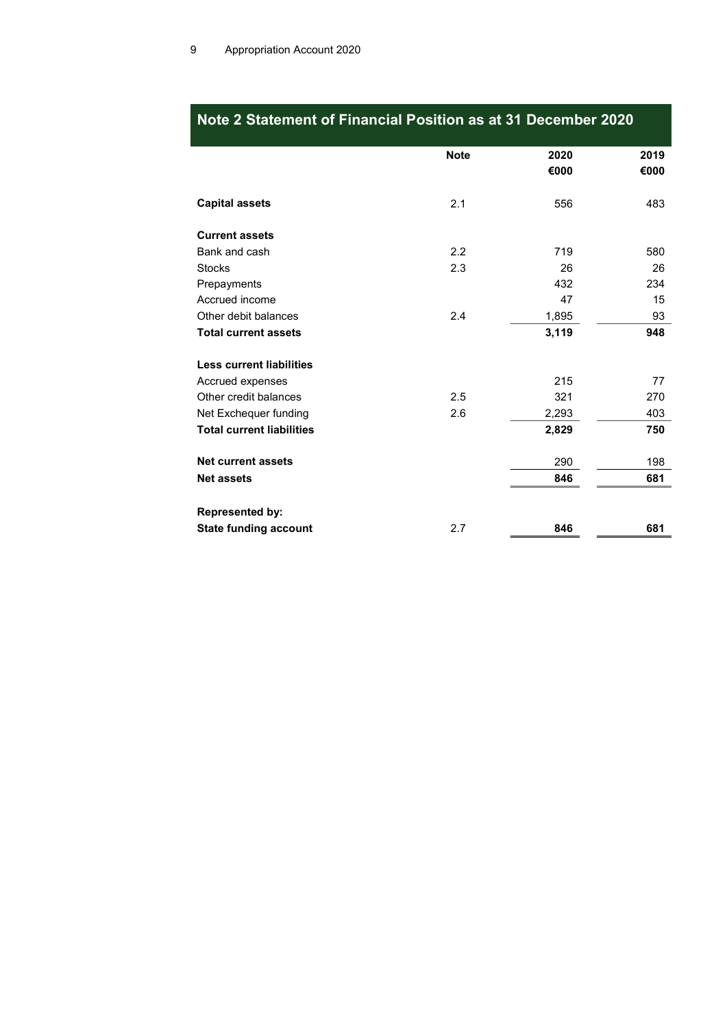## Note 2 Statement of Financial Position as at 31 December 2020

| | Note | 2020 €000 | 2019 €000 |
|---|---|---|---|
| **Capital assets** | 2.1 | 556 | 483 |
| **Current assets** | | | |
| Bank and cash | 2.2 | 719 | 580 |
| Stocks | 2.3 | 26 | 26 |
| Prepayments | | 432 | 234 |
| Accrued income | | 47 | 15 |
| Other debit balances | 2.4 | 1,895 | 93 |
| **Total current assets** | | **3,119** | **948** |
| **Less current liabilities** | | | |
| Accrued expenses | | 215 | 77 |
| Other credit balances | 2.5 | 321 | 270 |
| Net Exchequer funding | 2.6 | 2,293 | 403 |
| **Total current liabilities** | | **2,829** | **750** |
| **Net current assets** | | 290 | 198 |
| **Net assets** | | **846** | **681** |
| **Represented by:** | | | |
| **State funding account** | 2.7 | **846** | **681** |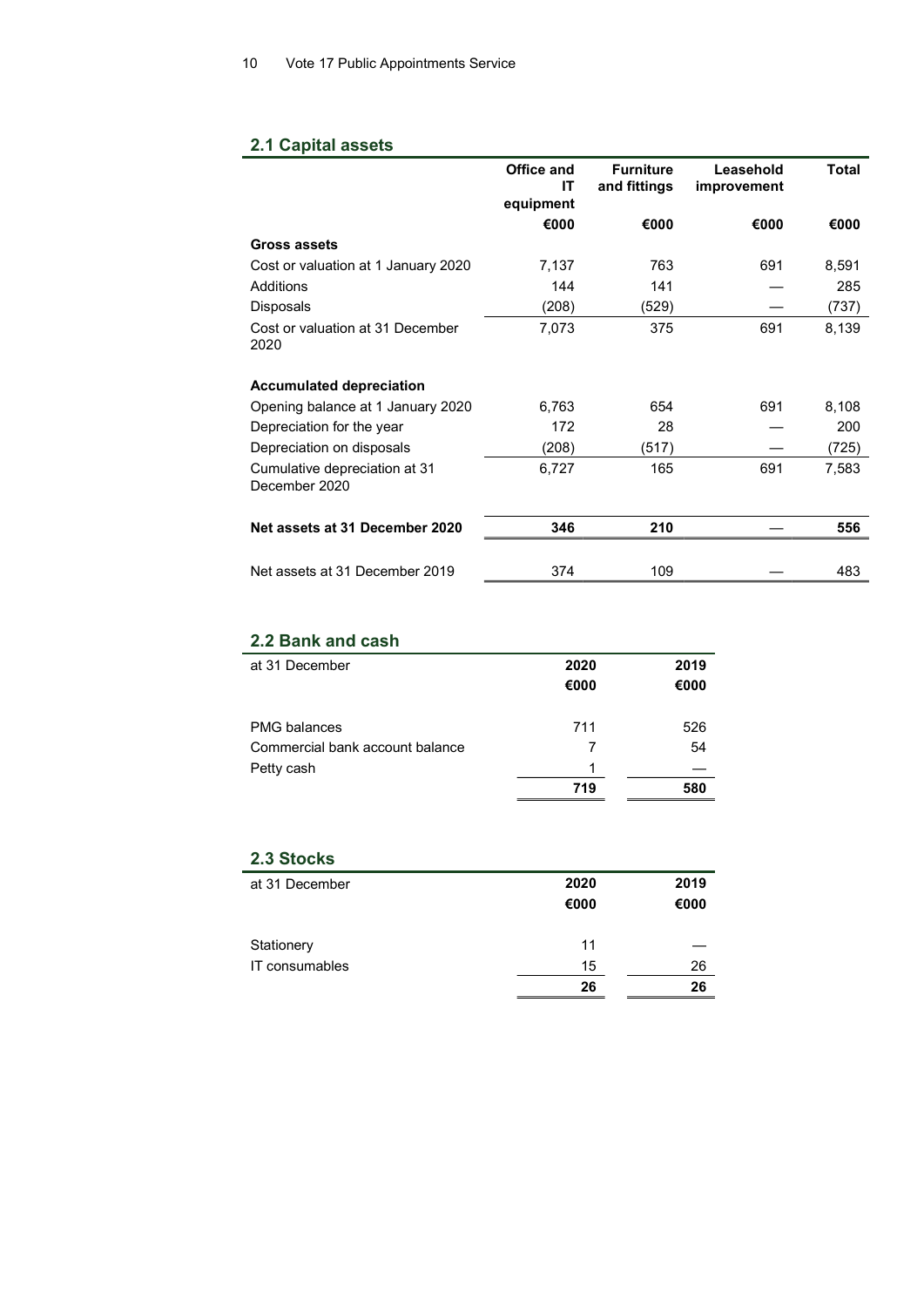## 2.1 Capital assets

| | Office and IT equipment | Furniture and fittings | Leasehold improvement | Total |
|---|---|---|---|---|
| | €000 | €000 | €000 | €000 |
| **Gross assets** | | | | |
| Cost or valuation at 1 January 2020 | 7,137 | 763 | 691 | 8,591 |
| Additions | 144 | 141 | — | 285 |
| Disposals | (208) | (529) | — | (737) |
| Cost or valuation at 31 December 2020 | 7,073 | 375 | 691 | 8,139 |
| **Accumulated depreciation** | | | | |
| Opening balance at 1 January 2020 | 6,763 | 654 | 691 | 8,108 |
| Depreciation for the year | 172 | 28 | — | 200 |
| Depreciation on disposals | (208) | (517) | — | (725) |
| Cumulative depreciation at 31 December 2020 | 6,727 | 165 | 691 | 7,583 |
| **Net assets at 31 December 2020** | **346** | **210** | **—** | **556** |
| Net assets at 31 December 2019 | 374 | 109 | — | 483 |

## 2.2 Bank and cash

| at 31 December | 2020 | 2019 |
|---|---|---|
| | €000 | €000 |
| PMG balances | 711 | 526 |
| Commercial bank account balance | 7 | 54 |
| Petty cash | 1 | — |
| | **719** | **580** |

## 2.3 Stocks

| at 31 December | 2020 | 2019 |
|---|---|---|
| | €000 | €000 |
| Stationery | 11 | — |
| IT consumables | 15 | 26 |
| | **26** | **26** |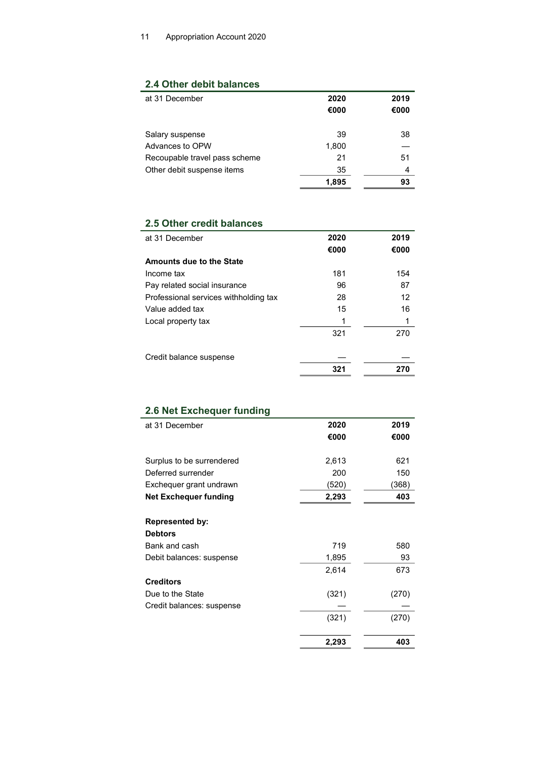## 2.4 Other debit balances

| at 31 December | 2020 | 2019 |
|---|---|---|
| | €000 | €000 |
| Salary suspense | 39 | 38 |
| Advances to OPW | 1,800 | — |
| Recoupable travel pass scheme | 21 | 51 |
| Other debit suspense items | 35 | 4 |
| | **1,895** | **93** |

## 2.5 Other credit balances

| at 31 December | 2020 | 2019 |
|---|---|---|
| | €000 | €000 |
| **Amounts due to the State** | | |
| Income tax | 181 | 154 |
| Pay related social insurance | 96 | 87 |
| Professional services withholding tax | 28 | 12 |
| Value added tax | 15 | 16 |
| Local property tax | 1 | 1 |
| | 321 | 270 |
| Credit balance suspense | — | — |
| | **321** | **270** |

## 2.6 Net Exchequer funding

| at 31 December | 2020 | 2019 |
|---|---|---|
| | €000 | €000 |
| Surplus to be surrendered | 2,613 | 621 |
| Deferred surrender | 200 | 150 |
| Exchequer grant undrawn | (520) | (368) |
| **Net Exchequer funding** | **2,293** | **403** |
| **Represented by:** | | |
| **Debtors** | | |
| Bank and cash | 719 | 580 |
| Debit balances: suspense | 1,895 | 93 |
| | 2,614 | 673 |
| **Creditors** | | |
| Due to the State | (321) | (270) |
| Credit balances: suspense | — | — |
| | (321) | (270) |
| | **2,293** | **403** |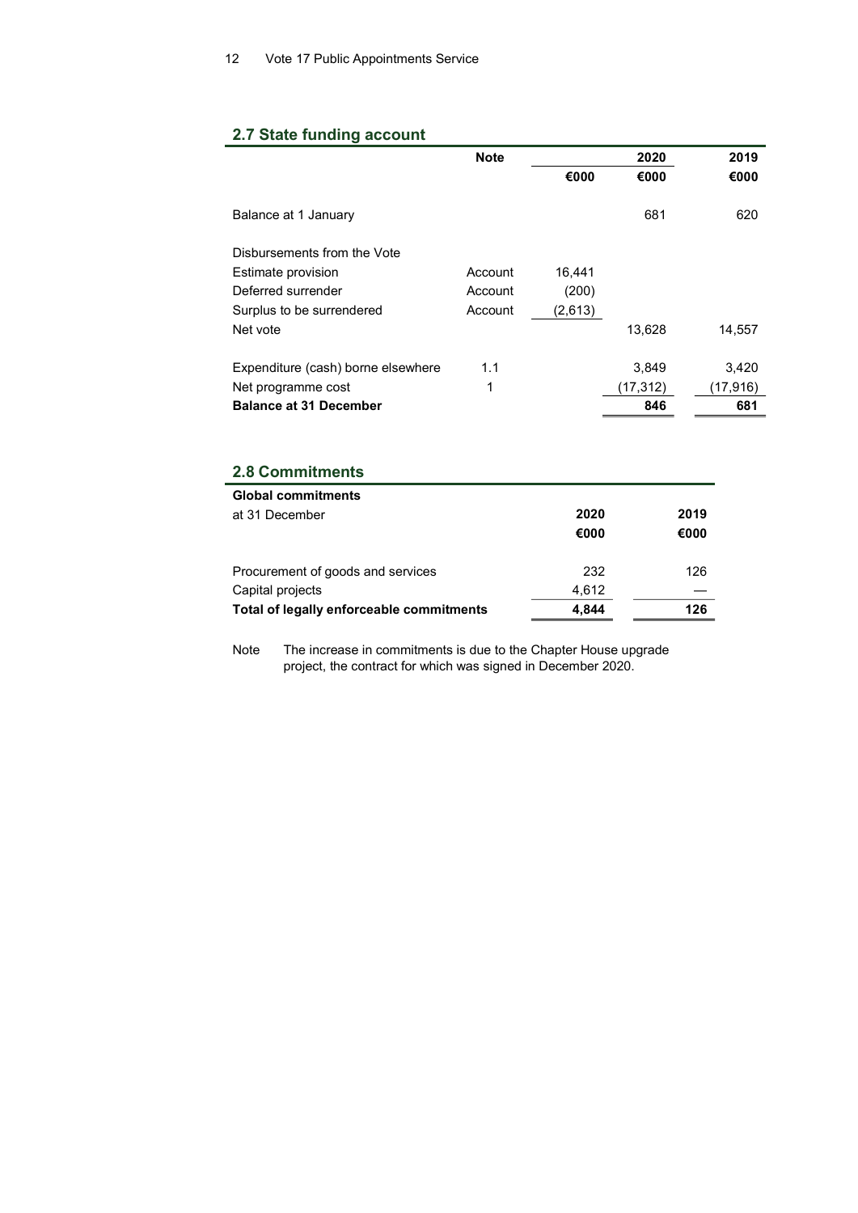## 2.7 State funding account

| | Note | | 2020 | 2019 |
|---|---|---|---|---|
| | | €000 | €000 | €000 |
| Balance at 1 January | | | 681 | 620 |
| Disbursements from the Vote | | | | |
| Estimate provision | Account | 16,441 | | |
| Deferred surrender | Account | (200) | | |
| Surplus to be surrendered | Account | (2,613) | | |
| Net vote | | | 13,628 | 14,557 |
| Expenditure (cash) borne elsewhere | 1.1 | | 3,849 | 3,420 |
| Net programme cost | 1 | | (17,312) | (17,916) |
| **Balance at 31 December** | | | **846** | **681** |

## 2.8 Commitments

| **Global commitments** at 31 December | 2020 | 2019 |
|---|---|---|
| | €000 | €000 |
| Procurement of goods and services | 232 | 126 |
| Capital projects | 4,612 | — |
| **Total of legally enforceable commitments** | **4,844** | **126** |

Note The increase in commitments is due to the Chapter House upgrade project, the contract for which was signed in December 2020.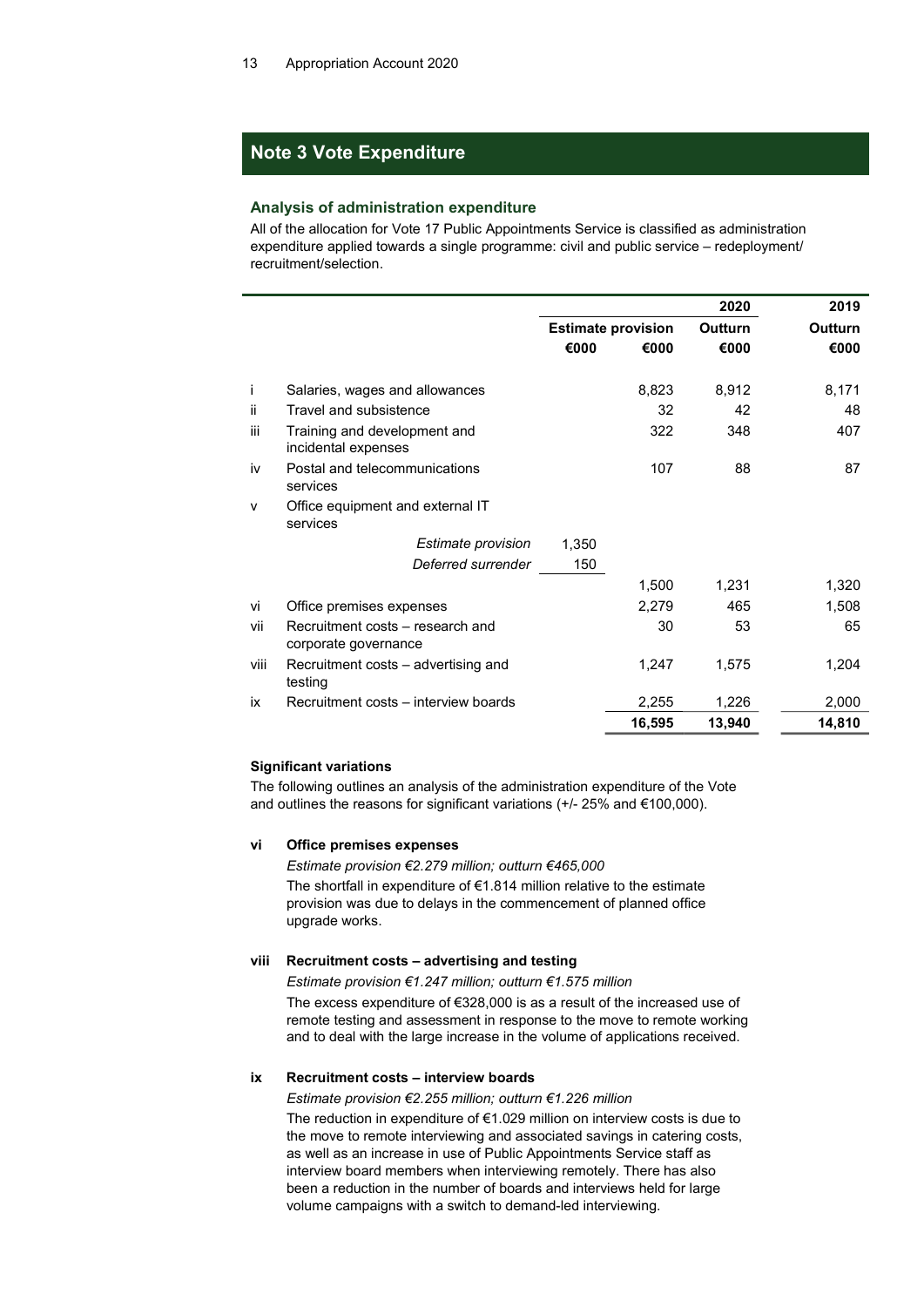## Note 3 Vote Expenditure

### Analysis of administration expenditure

All of the allocation for Vote 17 Public Appointments Service is classified as administration expenditure applied towards a single programme: civil and public service – redeployment/ recruitment/selection.

| | | Estimate provision | | 2020 Outturn | 2019 Outturn |
|---|---|---|---|---|---|
| | | €000 | €000 | €000 | €000 |
| i | Salaries, wages and allowances | | 8,823 | 8,912 | 8,171 |
| ii | Travel and subsistence | | 32 | 42 | 48 |
| iii | Training and development and incidental expenses | | 322 | 348 | 407 |
| iv | Postal and telecommunications services | | 107 | 88 | 87 |
| v | Office equipment and external IT services | | | | |
| | *Estimate provision* | 1,350 | | | |
| | *Deferred surrender* | 150 | | | |
| | | | 1,500 | 1,231 | 1,320 |
| vi | Office premises expenses | | 2,279 | 465 | 1,508 |
| vii | Recruitment costs – research and corporate governance | | 30 | 53 | 65 |
| viii | Recruitment costs – advertising and testing | | 1,247 | 1,575 | 1,204 |
| ix | Recruitment costs – interview boards | | 2,255 | 1,226 | 2,000 |
| | | | **16,595** | **13,940** | **14,810** |

#### Significant variations

The following outlines an analysis of the administration expenditure of the Vote and outlines the reasons for significant variations (+/- 25% and €100,000).

**vi Office premises expenses**

*Estimate provision €2.279 million; outturn €465,000*

The shortfall in expenditure of €1.814 million relative to the estimate provision was due to delays in the commencement of planned office upgrade works.

**viii Recruitment costs – advertising and testing**

*Estimate provision €1.247 million; outturn €1.575 million*

The excess expenditure of €328,000 is as a result of the increased use of remote testing and assessment in response to the move to remote working and to deal with the large increase in the volume of applications received.

**ix Recruitment costs – interview boards**

*Estimate provision €2.255 million; outturn €1.226 million*

The reduction in expenditure of €1.029 million on interview costs is due to the move to remote interviewing and associated savings in catering costs, as well as an increase in use of Public Appointments Service staff as interview board members when interviewing remotely. There has also been a reduction in the number of boards and interviews held for large volume campaigns with a switch to demand-led interviewing.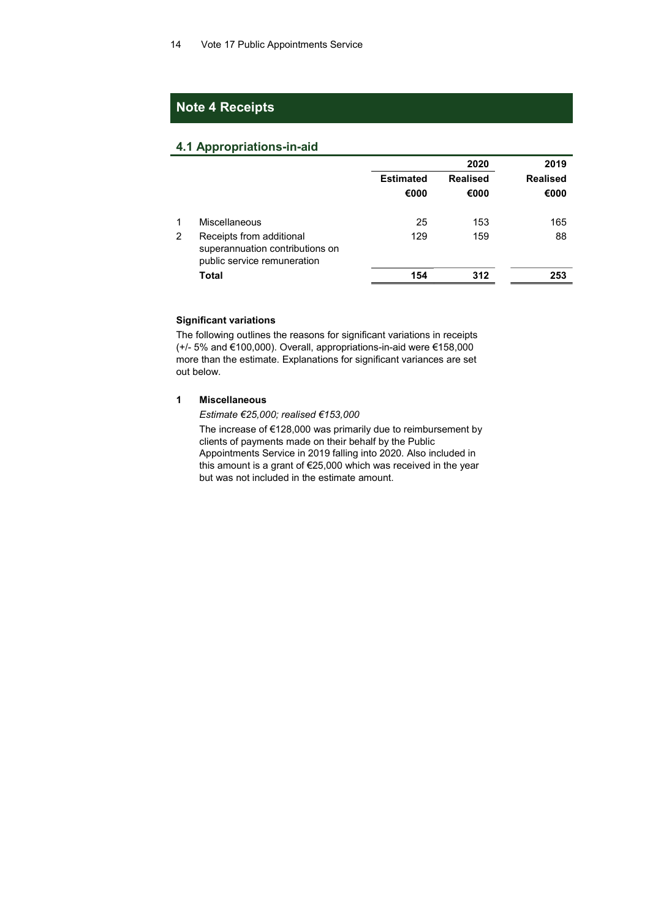## Note 4 Receipts

### 4.1 Appropriations-in-aid

| | | 2020 | | 2019 |
|---|---|---|---|---|
| | | Estimated | Realised | Realised |
| | | €000 | €000 | €000 |
| 1 | Miscellaneous | 25 | 153 | 165 |
| 2 | Receipts from additional superannuation contributions on public service remuneration | 129 | 159 | 88 |
| | **Total** | **154** | **312** | **253** |

**Significant variations**

The following outlines the reasons for significant variations in receipts (+/- 5% and €100,000). Overall, appropriations-in-aid were €158,000 more than the estimate. Explanations for significant variances are set out below.

**1 Miscellaneous**

*Estimate €25,000; realised €153,000*

The increase of €128,000 was primarily due to reimbursement by clients of payments made on their behalf by the Public Appointments Service in 2019 falling into 2020. Also included in this amount is a grant of €25,000 which was received in the year but was not included in the estimate amount.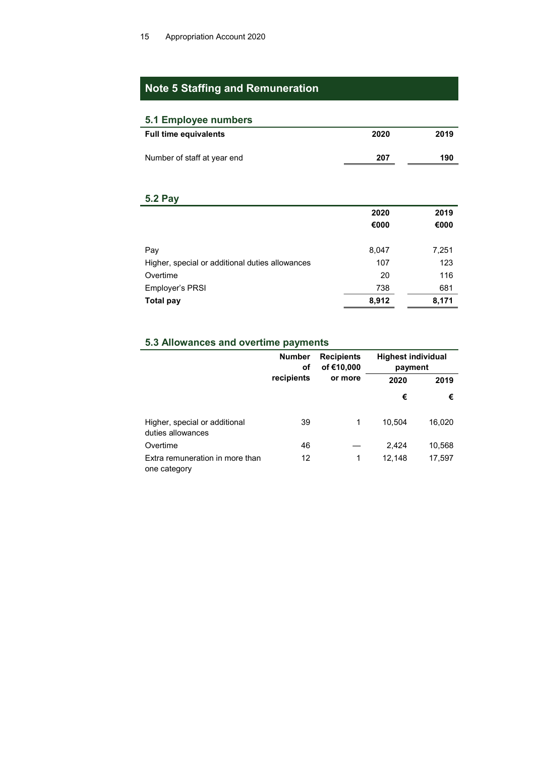## Note 5 Staffing and Remuneration

### 5.1 Employee numbers

| Full time equivalents | 2020 | 2019 |
|---|---|---|
| Number of staff at year end | 207 | 190 |

### 5.2 Pay

| | 2020 | 2019 |
|---|---|---|
| | €000 | €000 |
| Pay | 8,047 | 7,251 |
| Higher, special or additional duties allowances | 107 | 123 |
| Overtime | 20 | 116 |
| Employer's PRSI | 738 | 681 |
| **Total pay** | **8,912** | **8,171** |

### 5.3 Allowances and overtime payments

| | Number of recipients | Recipients of €10,000 or more | Highest individual payment | |
|---|---|---|---|---|
| | | | 2020 | 2019 |
| | | | € | € |
| Higher, special or additional duties allowances | 39 | 1 | 10,504 | 16,020 |
| Overtime | 46 | — | 2,424 | 10,568 |
| Extra remuneration in more than one category | 12 | 1 | 12,148 | 17,597 |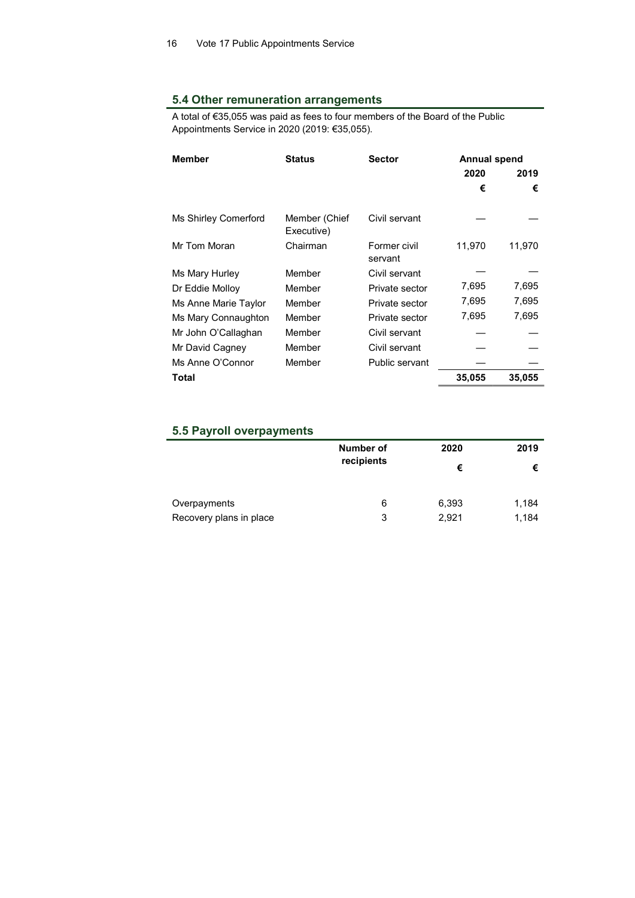## 5.4 Other remuneration arrangements

A total of €35,055 was paid as fees to four members of the Board of the Public Appointments Service in 2020 (2019: €35,055).

| Member | Status | Sector | Annual spend | |
|---|---|---|---|---|
| | | | 2020 | 2019 |
| | | | € | € |
| Ms Shirley Comerford | Member (Chief Executive) | Civil servant | — | — |
| Mr Tom Moran | Chairman | Former civil servant | 11,970 | 11,970 |
| Ms Mary Hurley | Member | Civil servant | — | — |
| Dr Eddie Molloy | Member | Private sector | 7,695 | 7,695 |
| Ms Anne Marie Taylor | Member | Private sector | 7,695 | 7,695 |
| Ms Mary Connaughton | Member | Private sector | 7,695 | 7,695 |
| Mr John O'Callaghan | Member | Civil servant | — | — |
| Mr David Cagney | Member | Civil servant | — | — |
| Ms Anne O'Connor | Member | Public servant | — | — |
| **Total** | | | **35,055** | **35,055** |

## 5.5 Payroll overpayments

| | Number of recipients | 2020 | 2019 |
|---|---|---|---|
| | | € | € |
| Overpayments | 6 | 6,393 | 1,184 |
| Recovery plans in place | 3 | 2,921 | 1,184 |